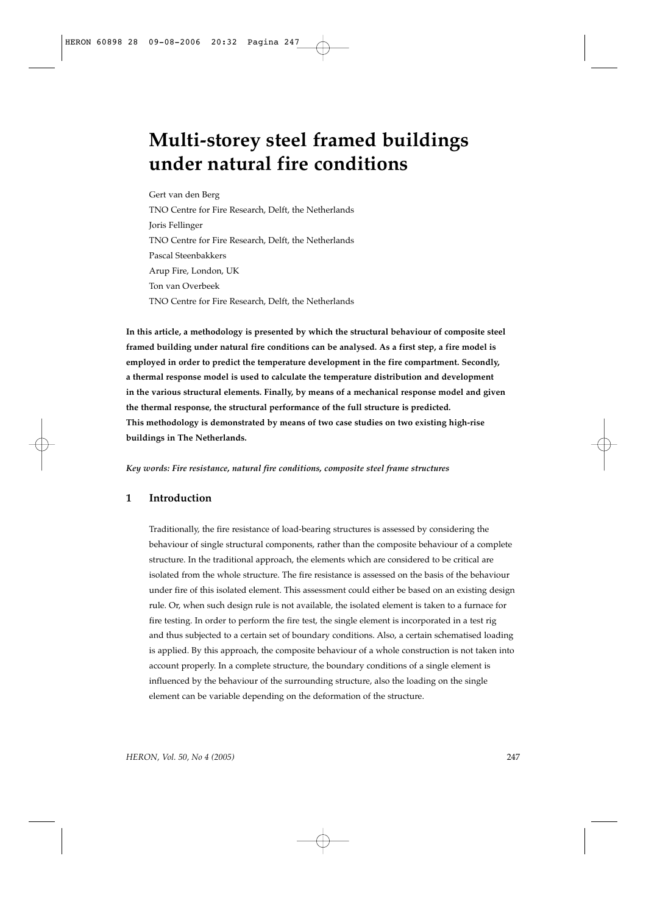# Multi-storey steel framed buildings under natural fire conditions

Gert van den Berg
TNO Centre for Fire Research, Delft, the Netherlands
Joris Fellinger
TNO Centre for Fire Research, Delft, the Netherlands
Pascal Steenbakkers
Arup Fire, London, UK
Ton van Overbeek
TNO Centre for Fire Research, Delft, the Netherlands

**In this article, a methodology is presented by which the structural behaviour of composite steel framed building under natural fire conditions can be analysed. As a first step, a fire model is employed in order to predict the temperature development in the fire compartment. Secondly, a thermal response model is used to calculate the temperature distribution and development in the various structural elements. Finally, by means of a mechanical response model and given the thermal response, the structural performance of the full structure is predicted. This methodology is demonstrated by means of two case studies on two existing high-rise buildings in The Netherlands.**

***Key words: Fire resistance, natural fire conditions, composite steel frame structures***

## 1 Introduction

Traditionally, the fire resistance of load-bearing structures is assessed by considering the behaviour of single structural components, rather than the composite behaviour of a complete structure. In the traditional approach, the elements which are considered to be critical are isolated from the whole structure. The fire resistance is assessed on the basis of the behaviour under fire of this isolated element. This assessment could either be based on an existing design rule. Or, when such design rule is not available, the isolated element is taken to a furnace for fire testing. In order to perform the fire test, the single element is incorporated in a test rig and thus subjected to a certain set of boundary conditions. Also, a certain schematised loading is applied. By this approach, the composite behaviour of a whole construction is not taken into account properly. In a complete structure, the boundary conditions of a single element is influenced by the behaviour of the surrounding structure, also the loading on the single element can be variable depending on the deformation of the structure.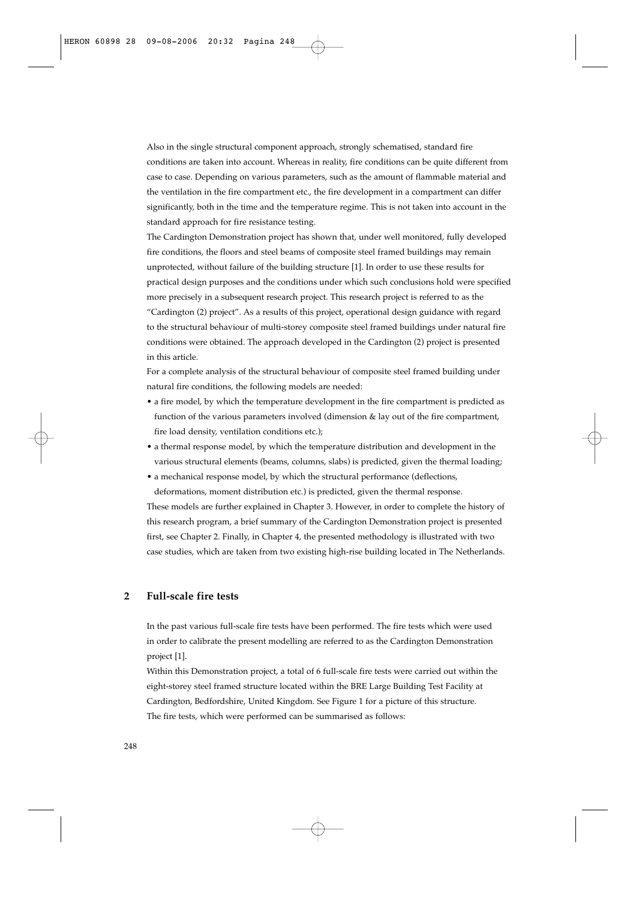Also in the single structural component approach, strongly schematised, standard fire conditions are taken into account. Whereas in reality, fire conditions can be quite different from case to case. Depending on various parameters, such as the amount of flammable material and the ventilation in the fire compartment etc., the fire development in a compartment can differ significantly, both in the time and the temperature regime. This is not taken into account in the standard approach for fire resistance testing.

The Cardington Demonstration project has shown that, under well monitored, fully developed fire conditions, the floors and steel beams of composite steel framed buildings may remain unprotected, without failure of the building structure [1]. In order to use these results for practical design purposes and the conditions under which such conclusions hold were specified more precisely in a subsequent research project. This research project is referred to as the "Cardington (2) project". As a results of this project, operational design guidance with regard to the structural behaviour of multi-storey composite steel framed buildings under natural fire conditions were obtained. The approach developed in the Cardington (2) project is presented in this article.

For a complete analysis of the structural behaviour of composite steel framed building under natural fire conditions, the following models are needed:

- a fire model, by which the temperature development in the fire compartment is predicted as function of the various parameters involved (dimension & lay out of the fire compartment, fire load density, ventilation conditions etc.);
- a thermal response model, by which the temperature distribution and development in the various structural elements (beams, columns, slabs) is predicted, given the thermal loading;
- a mechanical response model, by which the structural performance (deflections, deformations, moment distribution etc.) is predicted, given the thermal response.

These models are further explained in Chapter 3. However, in order to complete the history of this research program, a brief summary of the Cardington Demonstration project is presented first, see Chapter 2. Finally, in Chapter 4, the presented methodology is illustrated with two case studies, which are taken from two existing high-rise building located in The Netherlands.

## 2 Full-scale fire tests

In the past various full-scale fire tests have been performed. The fire tests which were used in order to calibrate the present modelling are referred to as the Cardington Demonstration project [1].

Within this Demonstration project, a total of 6 full-scale fire tests were carried out within the eight-storey steel framed structure located within the BRE Large Building Test Facility at Cardington, Bedfordshire, United Kingdom. See Figure 1 for a picture of this structure.

The fire tests, which were performed can be summarised as follows: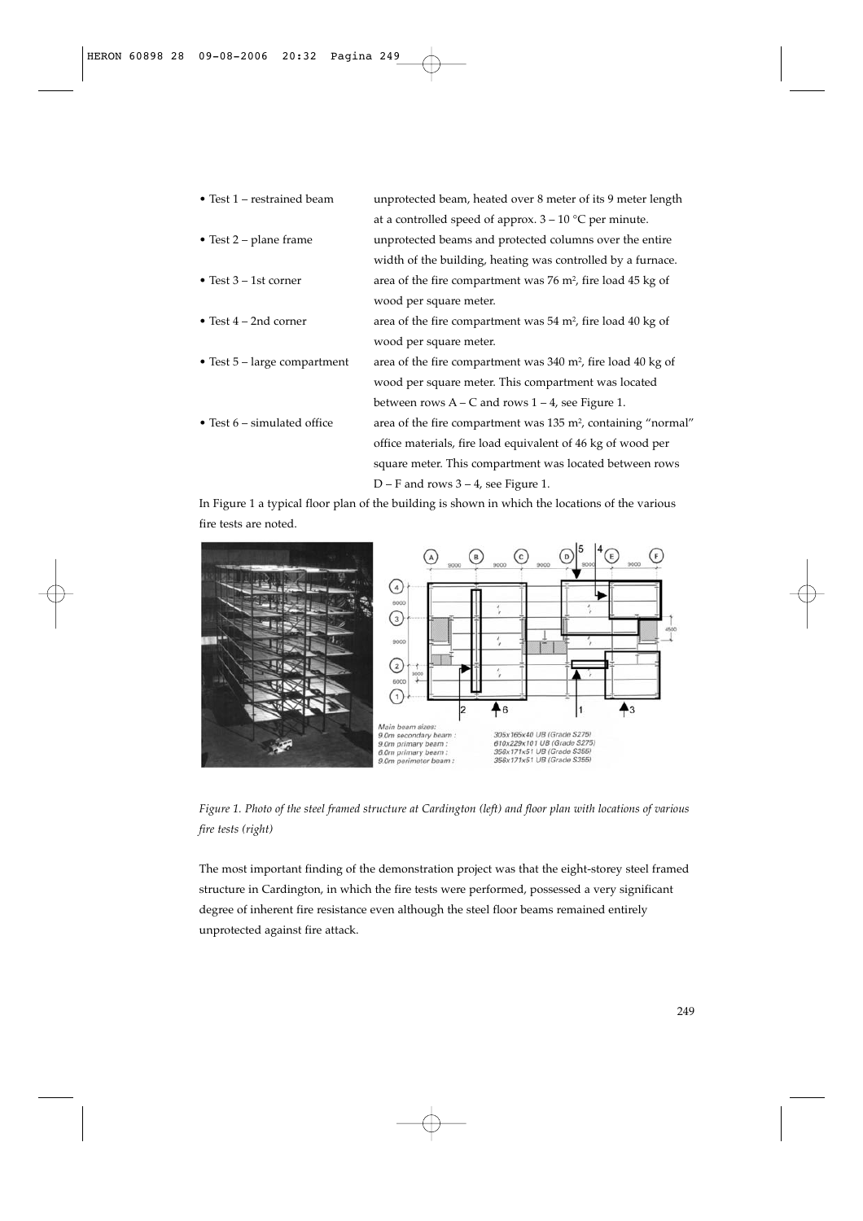- Test 1 – restrained beam: unprotected beam, heated over 8 meter of its 9 meter length at a controlled speed of approx. 3 – 10 °C per minute.
- Test 2 – plane frame: unprotected beams and protected columns over the entire width of the building, heating was controlled by a furnace.
- Test 3 – 1st corner: area of the fire compartment was 76 m², fire load 45 kg of wood per square meter.
- Test 4 – 2nd corner: area of the fire compartment was 54 m², fire load 40 kg of wood per square meter.
- Test 5 – large compartment: area of the fire compartment was 340 m², fire load 40 kg of wood per square meter. This compartment was located between rows A – C and rows 1 – 4, see Figure 1.
- Test 6 – simulated office: area of the fire compartment was 135 m², containing "normal" office materials, fire load equivalent of 46 kg of wood per square meter. This compartment was located between rows D – F and rows 3 – 4, see Figure 1.

In Figure 1 a typical floor plan of the building is shown in which the locations of the various fire tests are noted.

*Figure 1. Photo of the steel framed structure at Cardington (left) and floor plan with locations of various fire tests (right)*

The most important finding of the demonstration project was that the eight-storey steel framed structure in Cardington, in which the fire tests were performed, possessed a very significant degree of inherent fire resistance even although the steel floor beams remained entirely unprotected against fire attack.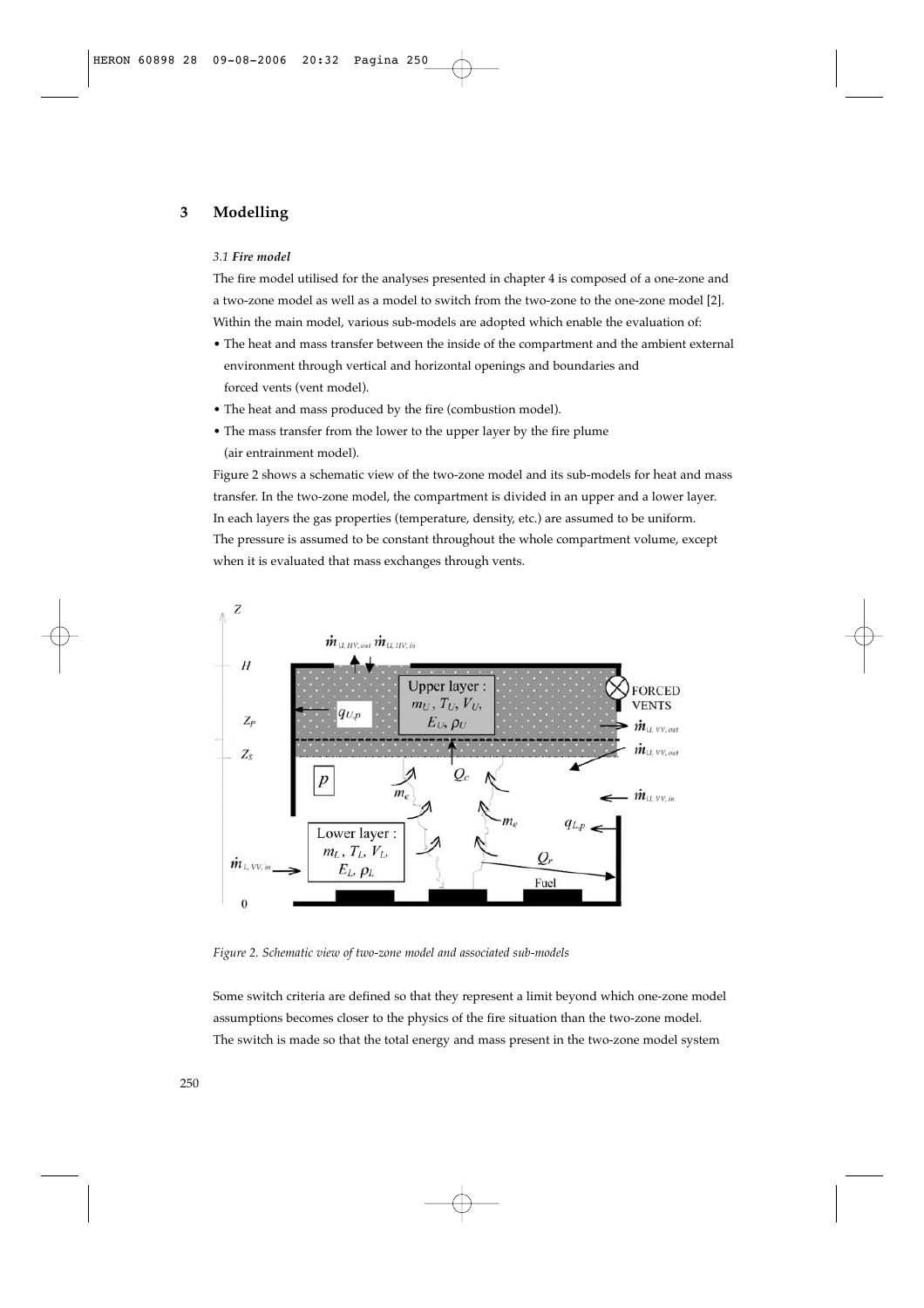## 3 Modelling

### *3.1 Fire model*

The fire model utilised for the analyses presented in chapter 4 is composed of a one-zone and a two-zone model as well as a model to switch from the two-zone to the one-zone model [2]. Within the main model, various sub-models are adopted which enable the evaluation of:

- The heat and mass transfer between the inside of the compartment and the ambient external environment through vertical and horizontal openings and boundaries and forced vents (vent model).
- The heat and mass produced by the fire (combustion model).
- The mass transfer from the lower to the upper layer by the fire plume (air entrainment model).

Figure 2 shows a schematic view of the two-zone model and its sub-models for heat and mass transfer. In the two-zone model, the compartment is divided in an upper and a lower layer. In each layers the gas properties (temperature, density, etc.) are assumed to be uniform. The pressure is assumed to be constant throughout the whole compartment volume, except when it is evaluated that mass exchanges through vents.

*Figure 2. Schematic view of two-zone model and associated sub-models*

Some switch criteria are defined so that they represent a limit beyond which one-zone model assumptions becomes closer to the physics of the fire situation than the two-zone model. The switch is made so that the total energy and mass present in the two-zone model system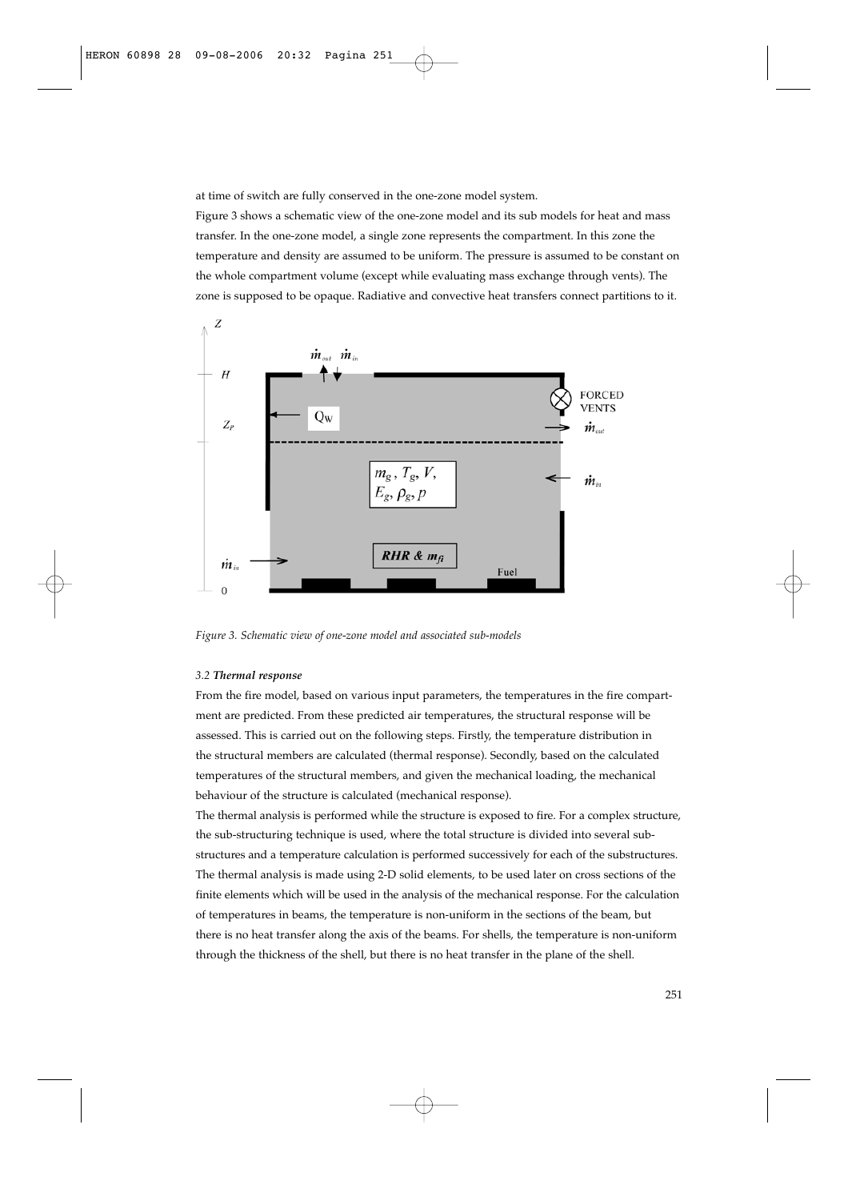at time of switch are fully conserved in the one-zone model system.

Figure 3 shows a schematic view of the one-zone model and its sub models for heat and mass transfer. In the one-zone model, a single zone represents the compartment. In this zone the temperature and density are assumed to be uniform. The pressure is assumed to be constant on the whole compartment volume (except while evaluating mass exchange through vents). The zone is supposed to be opaque. Radiative and convective heat transfers connect partitions to it.

*Figure 3. Schematic view of one-zone model and associated sub-models*

### 3.2 *Thermal response*

From the fire model, based on various input parameters, the temperatures in the fire compartment are predicted. From these predicted air temperatures, the structural response will be assessed. This is carried out on the following steps. Firstly, the temperature distribution in the structural members are calculated (thermal response). Secondly, based on the calculated temperatures of the structural members, and given the mechanical loading, the mechanical behaviour of the structure is calculated (mechanical response).

The thermal analysis is performed while the structure is exposed to fire. For a complex structure, the sub-structuring technique is used, where the total structure is divided into several substructures and a temperature calculation is performed successively for each of the substructures. The thermal analysis is made using 2-D solid elements, to be used later on cross sections of the finite elements which will be used in the analysis of the mechanical response. For the calculation of temperatures in beams, the temperature is non-uniform in the sections of the beam, but there is no heat transfer along the axis of the beams. For shells, the temperature is non-uniform through the thickness of the shell, but there is no heat transfer in the plane of the shell.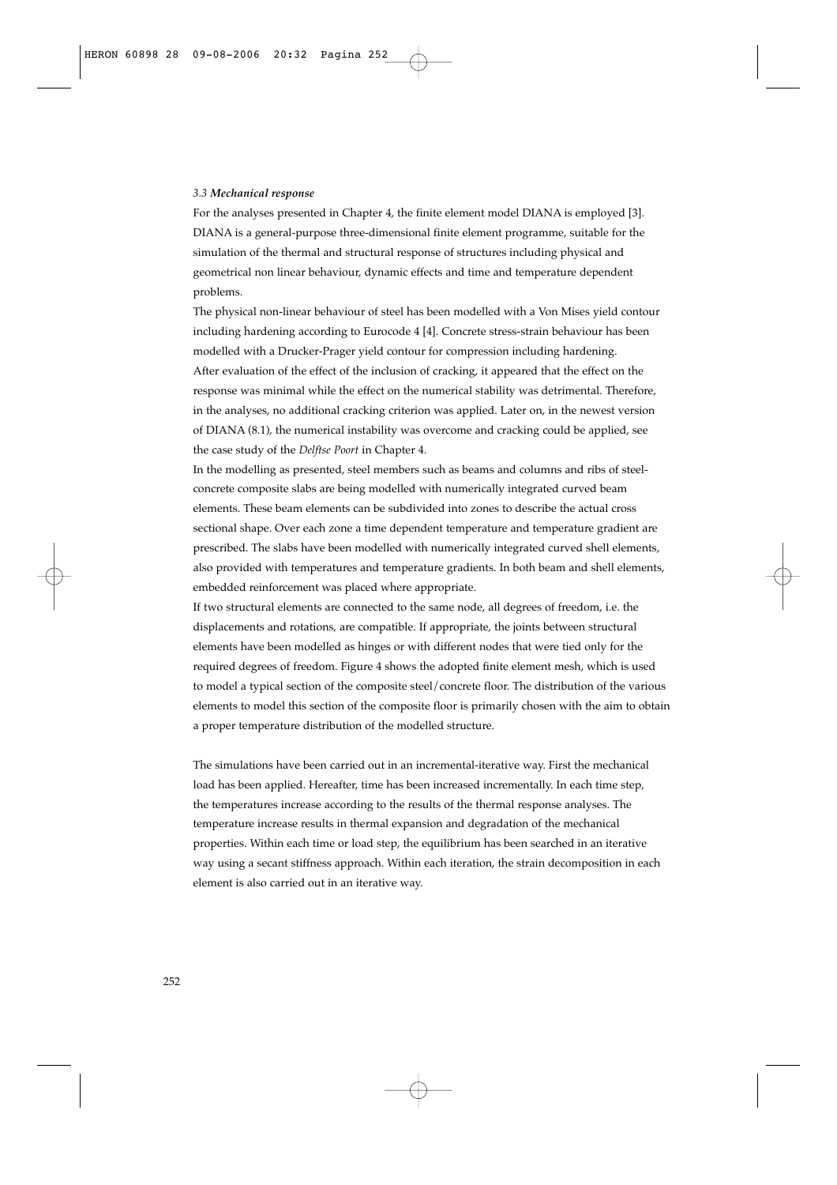### *3.3 Mechanical response*

For the analyses presented in Chapter 4, the finite element model DIANA is employed [3]. DIANA is a general-purpose three-dimensional finite element programme, suitable for the simulation of the thermal and structural response of structures including physical and geometrical non linear behaviour, dynamic effects and time and temperature dependent problems.

The physical non-linear behaviour of steel has been modelled with a Von Mises yield contour including hardening according to Eurocode 4 [4]. Concrete stress-strain behaviour has been modelled with a Drucker-Prager yield contour for compression including hardening.

After evaluation of the effect of the inclusion of cracking, it appeared that the effect on the response was minimal while the effect on the numerical stability was detrimental. Therefore, in the analyses, no additional cracking criterion was applied. Later on, in the newest version of DIANA (8.1), the numerical instability was overcome and cracking could be applied, see the case study of the *Delftse Poort* in Chapter 4.

In the modelling as presented, steel members such as beams and columns and ribs of steel-concrete composite slabs are being modelled with numerically integrated curved beam elements. These beam elements can be subdivided into zones to describe the actual cross sectional shape. Over each zone a time dependent temperature and temperature gradient are prescribed. The slabs have been modelled with numerically integrated curved shell elements, also provided with temperatures and temperature gradients. In both beam and shell elements, embedded reinforcement was placed where appropriate.

If two structural elements are connected to the same node, all degrees of freedom, i.e. the displacements and rotations, are compatible. If appropriate, the joints between structural elements have been modelled as hinges or with different nodes that were tied only for the required degrees of freedom. Figure 4 shows the adopted finite element mesh, which is used to model a typical section of the composite steel/concrete floor. The distribution of the various elements to model this section of the composite floor is primarily chosen with the aim to obtain a proper temperature distribution of the modelled structure.

The simulations have been carried out in an incremental-iterative way. First the mechanical load has been applied. Hereafter, time has been increased incrementally. In each time step, the temperatures increase according to the results of the thermal response analyses. The temperature increase results in thermal expansion and degradation of the mechanical properties. Within each time or load step, the equilibrium has been searched in an iterative way using a secant stiffness approach. Within each iteration, the strain decomposition in each element is also carried out in an iterative way.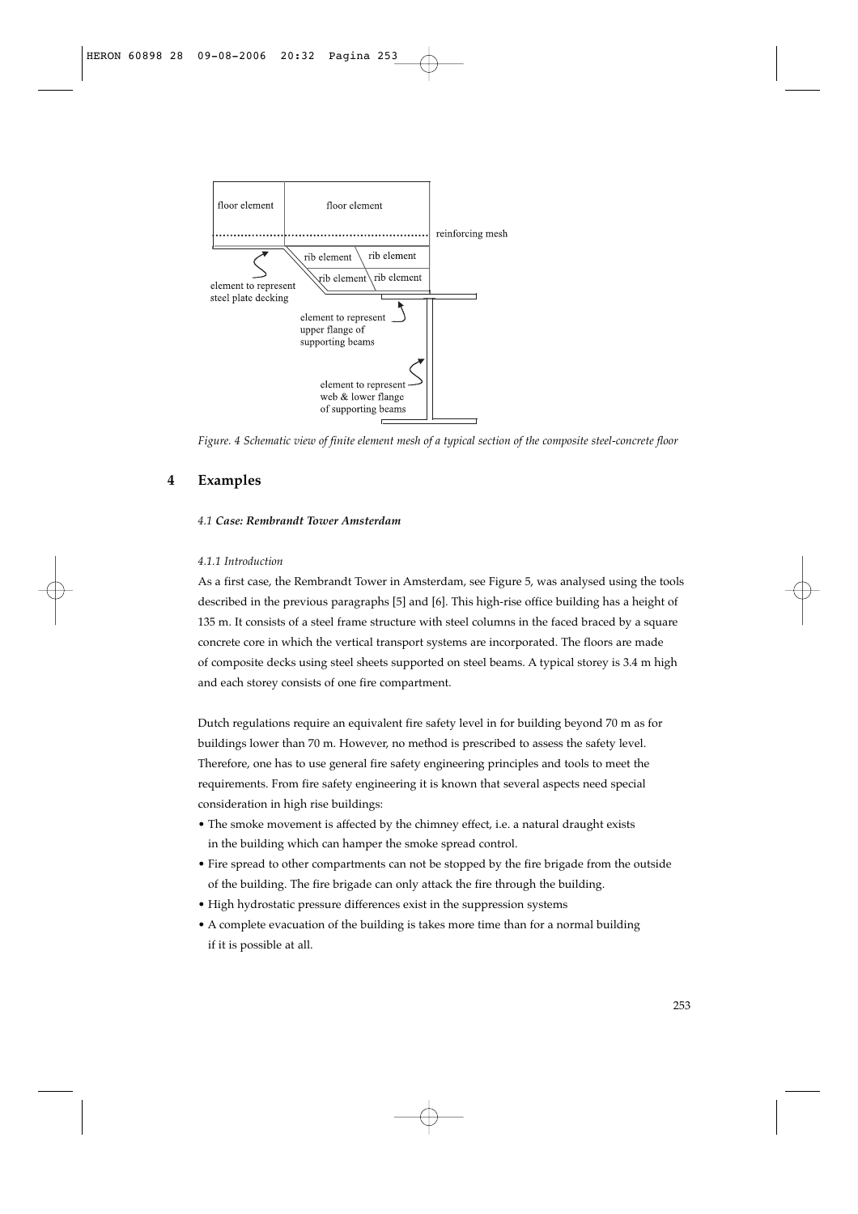Figure. 4 Schematic view of finite element mesh of a typical section of the composite steel-concrete floor

## 4 Examples

### *4.1 **Case: Rembrandt Tower Amsterdam***

#### *4.1.1 Introduction*

As a first case, the Rembrandt Tower in Amsterdam, see Figure 5, was analysed using the tools described in the previous paragraphs [5] and [6]. This high-rise office building has a height of 135 m. It consists of a steel frame structure with steel columns in the faced braced by a square concrete core in which the vertical transport systems are incorporated. The floors are made of composite decks using steel sheets supported on steel beams. A typical storey is 3.4 m high and each storey consists of one fire compartment.

Dutch regulations require an equivalent fire safety level in for building beyond 70 m as for buildings lower than 70 m. However, no method is prescribed to assess the safety level. Therefore, one has to use general fire safety engineering principles and tools to meet the requirements. From fire safety engineering it is known that several aspects need special consideration in high rise buildings:

- The smoke movement is affected by the chimney effect, i.e. a natural draught exists in the building which can hamper the smoke spread control.
- Fire spread to other compartments can not be stopped by the fire brigade from the outside of the building. The fire brigade can only attack the fire through the building.
- High hydrostatic pressure differences exist in the suppression systems
- A complete evacuation of the building is takes more time than for a normal building if it is possible at all.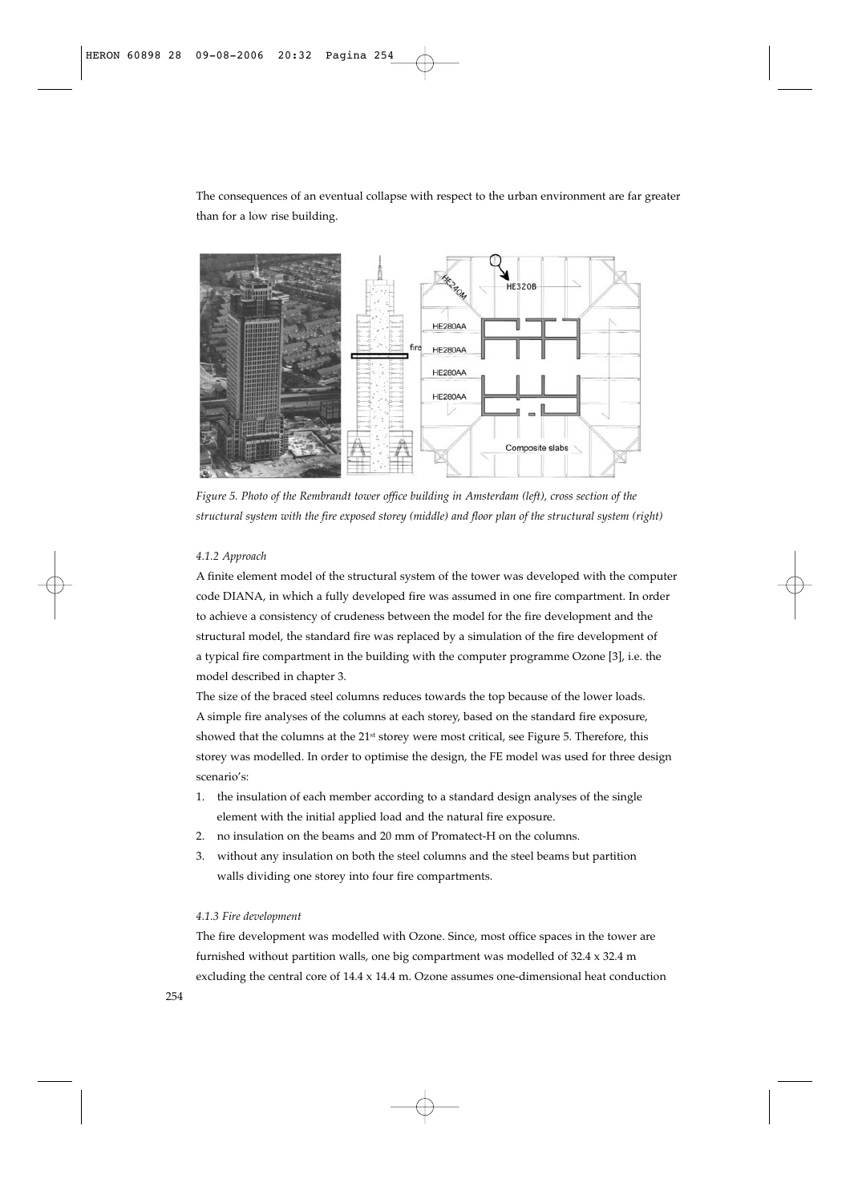The consequences of an eventual collapse with respect to the urban environment are far greater than for a low rise building.

*Figure 5. Photo of the Rembrandt tower office building in Amsterdam (left), cross section of the structural system with the fire exposed storey (middle) and floor plan of the structural system (right)*

#### *4.1.2 Approach*

A finite element model of the structural system of the tower was developed with the computer code DIANA, in which a fully developed fire was assumed in one fire compartment. In order to achieve a consistency of crudeness between the model for the fire development and the structural model, the standard fire was replaced by a simulation of the fire development of a typical fire compartment in the building with the computer programme Ozone [3], i.e. the model described in chapter 3.

The size of the braced steel columns reduces towards the top because of the lower loads. A simple fire analyses of the columns at each storey, based on the standard fire exposure, showed that the columns at the 21st storey were most critical, see Figure 5. Therefore, this storey was modelled. In order to optimise the design, the FE model was used for three design scenario's:

1. the insulation of each member according to a standard design analyses of the single element with the initial applied load and the natural fire exposure.
2. no insulation on the beams and 20 mm of Promatect-H on the columns.
3. without any insulation on both the steel columns and the steel beams but partition walls dividing one storey into four fire compartments.

#### *4.1.3 Fire development*

The fire development was modelled with Ozone. Since, most office spaces in the tower are furnished without partition walls, one big compartment was modelled of 32.4 x 32.4 m excluding the central core of 14.4 x 14.4 m. Ozone assumes one-dimensional heat conduction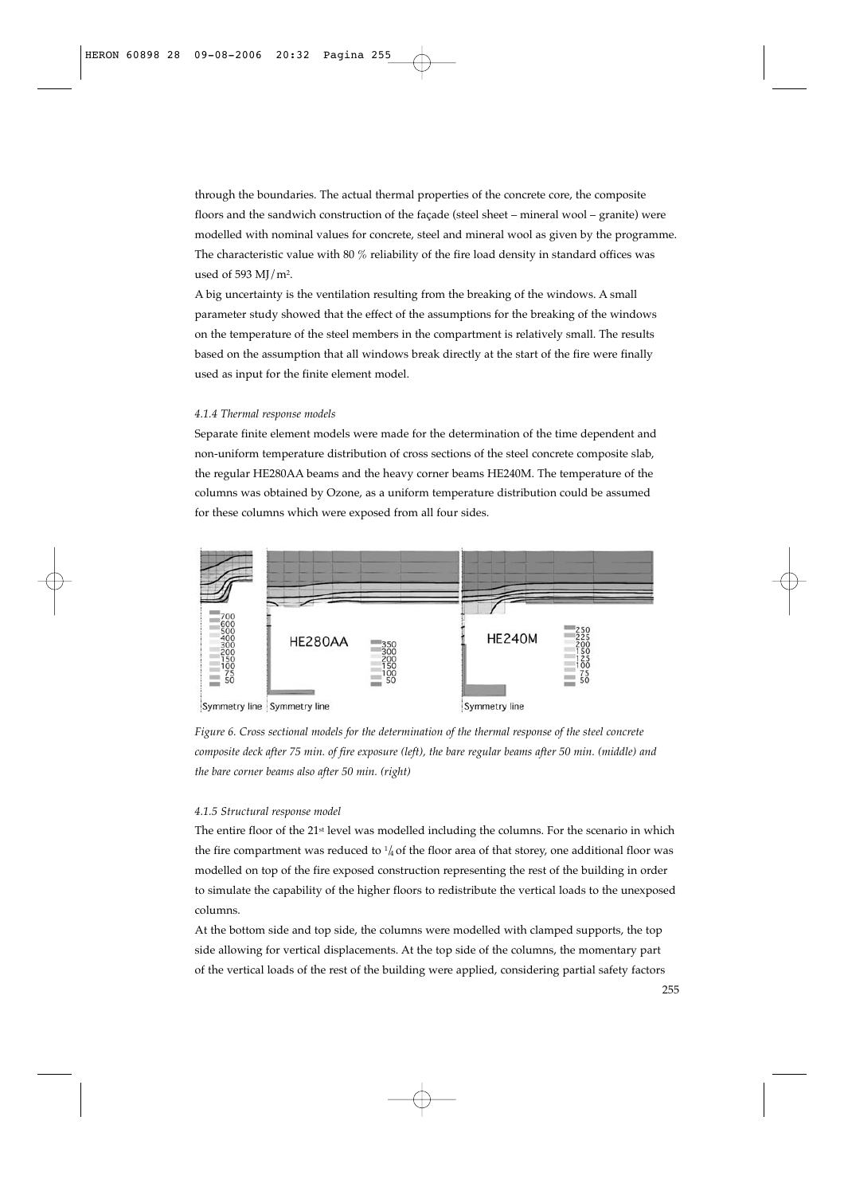through the boundaries. The actual thermal properties of the concrete core, the composite floors and the sandwich construction of the façade (steel sheet – mineral wool – granite) were modelled with nominal values for concrete, steel and mineral wool as given by the programme. The characteristic value with 80 % reliability of the fire load density in standard offices was used of 593 MJ/m$^2$.

A big uncertainty is the ventilation resulting from the breaking of the windows. A small parameter study showed that the effect of the assumptions for the breaking of the windows on the temperature of the steel members in the compartment is relatively small. The results based on the assumption that all windows break directly at the start of the fire were finally used as input for the finite element model.

#### *4.1.4 Thermal response models*

Separate finite element models were made for the determination of the time dependent and non-uniform temperature distribution of cross sections of the steel concrete composite slab, the regular HE280AA beams and the heavy corner beams HE240M. The temperature of the columns was obtained by Ozone, as a uniform temperature distribution could be assumed for these columns which were exposed from all four sides.

*Figure 6. Cross sectional models for the determination of the thermal response of the steel concrete composite deck after 75 min. of fire exposure (left), the bare regular beams after 50 min. (middle) and the bare corner beams also after 50 min. (right)*

#### *4.1.5 Structural response model*

The entire floor of the 21st level was modelled including the columns. For the scenario in which the fire compartment was reduced to $^1/_4$ of the floor area of that storey, one additional floor was modelled on top of the fire exposed construction representing the rest of the building in order to simulate the capability of the higher floors to redistribute the vertical loads to the unexposed columns.

At the bottom side and top side, the columns were modelled with clamped supports, the top side allowing for vertical displacements. At the top side of the columns, the momentary part of the vertical loads of the rest of the building were applied, considering partial safety factors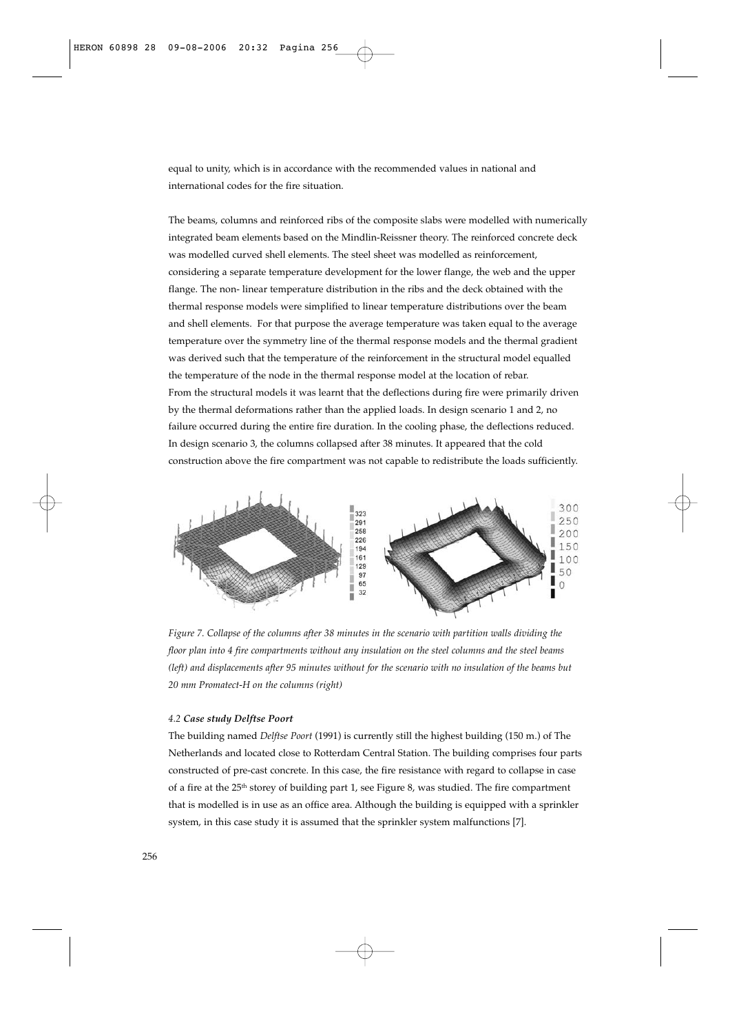equal to unity, which is in accordance with the recommended values in national and international codes for the fire situation.

The beams, columns and reinforced ribs of the composite slabs were modelled with numerically integrated beam elements based on the Mindlin-Reissner theory. The reinforced concrete deck was modelled curved shell elements. The steel sheet was modelled as reinforcement, considering a separate temperature development for the lower flange, the web and the upper flange. The non- linear temperature distribution in the ribs and the deck obtained with the thermal response models were simplified to linear temperature distributions over the beam and shell elements. For that purpose the average temperature was taken equal to the average temperature over the symmetry line of the thermal response models and the thermal gradient was derived such that the temperature of the reinforcement in the structural model equalled the temperature of the node in the thermal response model at the location of rebar.
From the structural models it was learnt that the deflections during fire were primarily driven by the thermal deformations rather than the applied loads. In design scenario 1 and 2, no failure occurred during the entire fire duration. In the cooling phase, the deflections reduced. In design scenario 3, the columns collapsed after 38 minutes. It appeared that the cold construction above the fire compartment was not capable to redistribute the loads sufficiently.

*Figure 7. Collapse of the columns after 38 minutes in the scenario with partition walls dividing the floor plan into 4 fire compartments without any insulation on the steel columns and the steel beams (left) and displacements after 95 minutes without for the scenario with no insulation of the beams but 20 mm Promatect-H on the columns (right)*

#### *4.2 Case study Delftse Poort*

The building named *Delftse Poort* (1991) is currently still the highest building (150 m.) of The Netherlands and located close to Rotterdam Central Station. The building comprises four parts constructed of pre-cast concrete. In this case, the fire resistance with regard to collapse in case of a fire at the 25th storey of building part 1, see Figure 8, was studied. The fire compartment that is modelled is in use as an office area. Although the building is equipped with a sprinkler system, in this case study it is assumed that the sprinkler system malfunctions [7].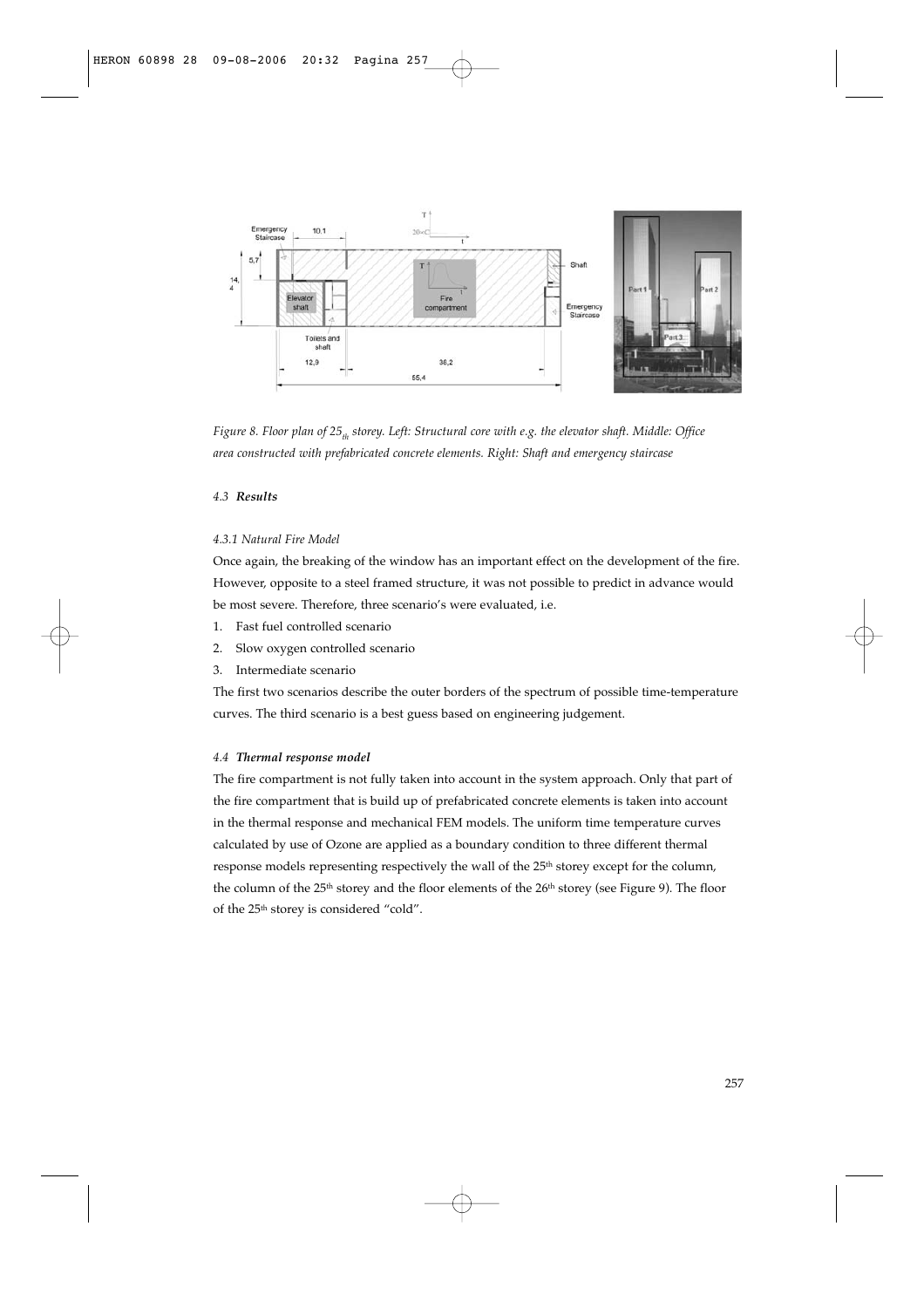*Figure 8. Floor plan of 25$_{th}$ storey. Left: Structural core with e.g. the elevator shaft. Middle: Office area constructed with prefabricated concrete elements. Right: Shaft and emergency staircase*

#### *4.3 **Results***

##### *4.3.1 Natural Fire Model*

Once again, the breaking of the window has an important effect on the development of the fire. However, opposite to a steel framed structure, it was not possible to predict in advance would be most severe. Therefore, three scenario's were evaluated, i.e.

1. Fast fuel controlled scenario
2. Slow oxygen controlled scenario
3. Intermediate scenario

The first two scenarios describe the outer borders of the spectrum of possible time-temperature curves. The third scenario is a best guess based on engineering judgement.

#### *4.4 **Thermal response model***

The fire compartment is not fully taken into account in the system approach. Only that part of the fire compartment that is build up of prefabricated concrete elements is taken into account in the thermal response and mechanical FEM models. The uniform time temperature curves calculated by use of Ozone are applied as a boundary condition to three different thermal response models representing respectively the wall of the 25$^{th}$ storey except for the column, the column of the 25$^{th}$ storey and the floor elements of the 26$^{th}$ storey (see Figure 9). The floor of the 25$^{th}$ storey is considered "cold".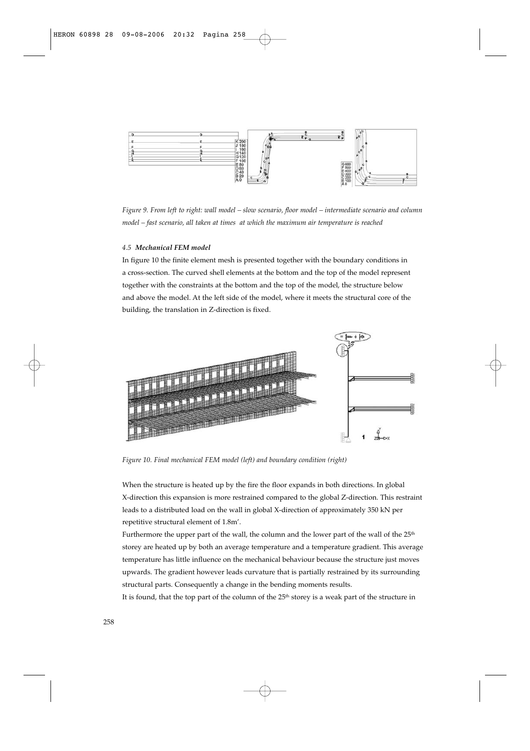*Figure 9. From left to right: wall model – slow scenario, floor model – intermediate scenario and column model – fast scenario, all taken at times at which the maximum air temperature is reached*

#### 4.5 *Mechanical FEM model*

In figure 10 the finite element mesh is presented together with the boundary conditions in a cross-section. The curved shell elements at the bottom and the top of the model represent together with the constraints at the bottom and the top of the model, the structure below and above the model. At the left side of the model, where it meets the structural core of the building, the translation in Z-direction is fixed.

*Figure 10. Final mechanical FEM model (left) and boundary condition (right)*

When the structure is heated up by the fire the floor expands in both directions. In global X-direction this expansion is more restrained compared to the global Z-direction. This restraint leads to a distributed load on the wall in global X-direction of approximately 350 kN per repetitive structural element of 1.8m'.

Furthermore the upper part of the wall, the column and the lower part of the wall of the 25th storey are heated up by both an average temperature and a temperature gradient. This average temperature has little influence on the mechanical behaviour because the structure just moves upwards. The gradient however leads curvature that is partially restrained by its surrounding structural parts. Consequently a change in the bending moments results.

It is found, that the top part of the column of the 25th storey is a weak part of the structure in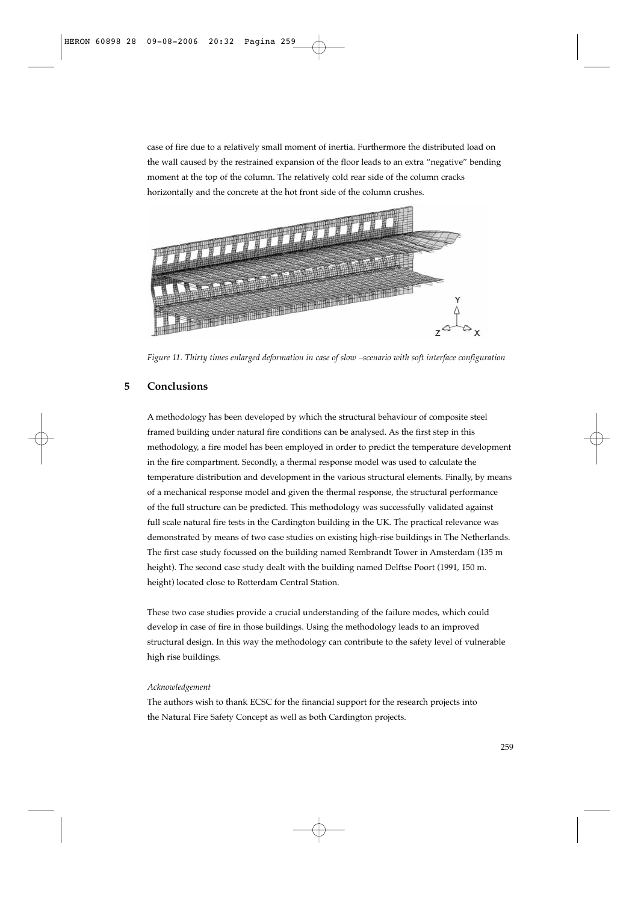case of fire due to a relatively small moment of inertia. Furthermore the distributed load on the wall caused by the restrained expansion of the floor leads to an extra "negative" bending moment at the top of the column. The relatively cold rear side of the column cracks horizontally and the concrete at the hot front side of the column crushes.

*Figure 11. Thirty times enlarged deformation in case of slow –scenario with soft interface configuration*

## 5 Conclusions

A methodology has been developed by which the structural behaviour of composite steel framed building under natural fire conditions can be analysed. As the first step in this methodology, a fire model has been employed in order to predict the temperature development in the fire compartment. Secondly, a thermal response model was used to calculate the temperature distribution and development in the various structural elements. Finally, by means of a mechanical response model and given the thermal response, the structural performance of the full structure can be predicted. This methodology was successfully validated against full scale natural fire tests in the Cardington building in the UK. The practical relevance was demonstrated by means of two case studies on existing high-rise buildings in The Netherlands. The first case study focussed on the building named Rembrandt Tower in Amsterdam (135 m height). The second case study dealt with the building named Delftse Poort (1991, 150 m. height) located close to Rotterdam Central Station.

These two case studies provide a crucial understanding of the failure modes, which could develop in case of fire in those buildings. Using the methodology leads to an improved structural design. In this way the methodology can contribute to the safety level of vulnerable high rise buildings.

*Acknowledgement*

The authors wish to thank ECSC for the financial support for the research projects into the Natural Fire Safety Concept as well as both Cardington projects.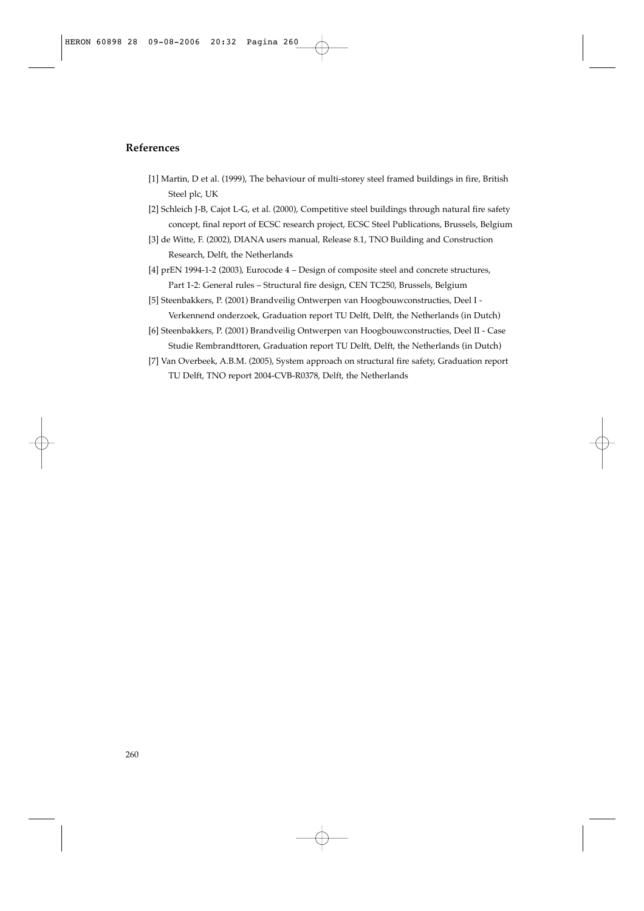## References

[1] Martin, D et al. (1999), The behaviour of multi-storey steel framed buildings in fire, British Steel plc, UK

[2] Schleich J-B, Cajot L-G, et al. (2000), Competitive steel buildings through natural fire safety concept, final report of ECSC research project, ECSC Steel Publications, Brussels, Belgium

[3] de Witte, F. (2002), DIANA users manual, Release 8.1, TNO Building and Construction Research, Delft, the Netherlands

[4] prEN 1994-1-2 (2003), Eurocode 4 – Design of composite steel and concrete structures, Part 1-2: General rules – Structural fire design, CEN TC250, Brussels, Belgium

[5] Steenbakkers, P. (2001) Brandveilig Ontwerpen van Hoogbouwconstructies, Deel I - Verkennend onderzoek, Graduation report TU Delft, Delft, the Netherlands (in Dutch)

[6] Steenbakkers, P. (2001) Brandveilig Ontwerpen van Hoogbouwconstructies, Deel II - Case Studie Rembrandttoren, Graduation report TU Delft, Delft, the Netherlands (in Dutch)

[7] Van Overbeek, A.B.M. (2005), System approach on structural fire safety, Graduation report TU Delft, TNO report 2004-CVB-R0378, Delft, the Netherlands